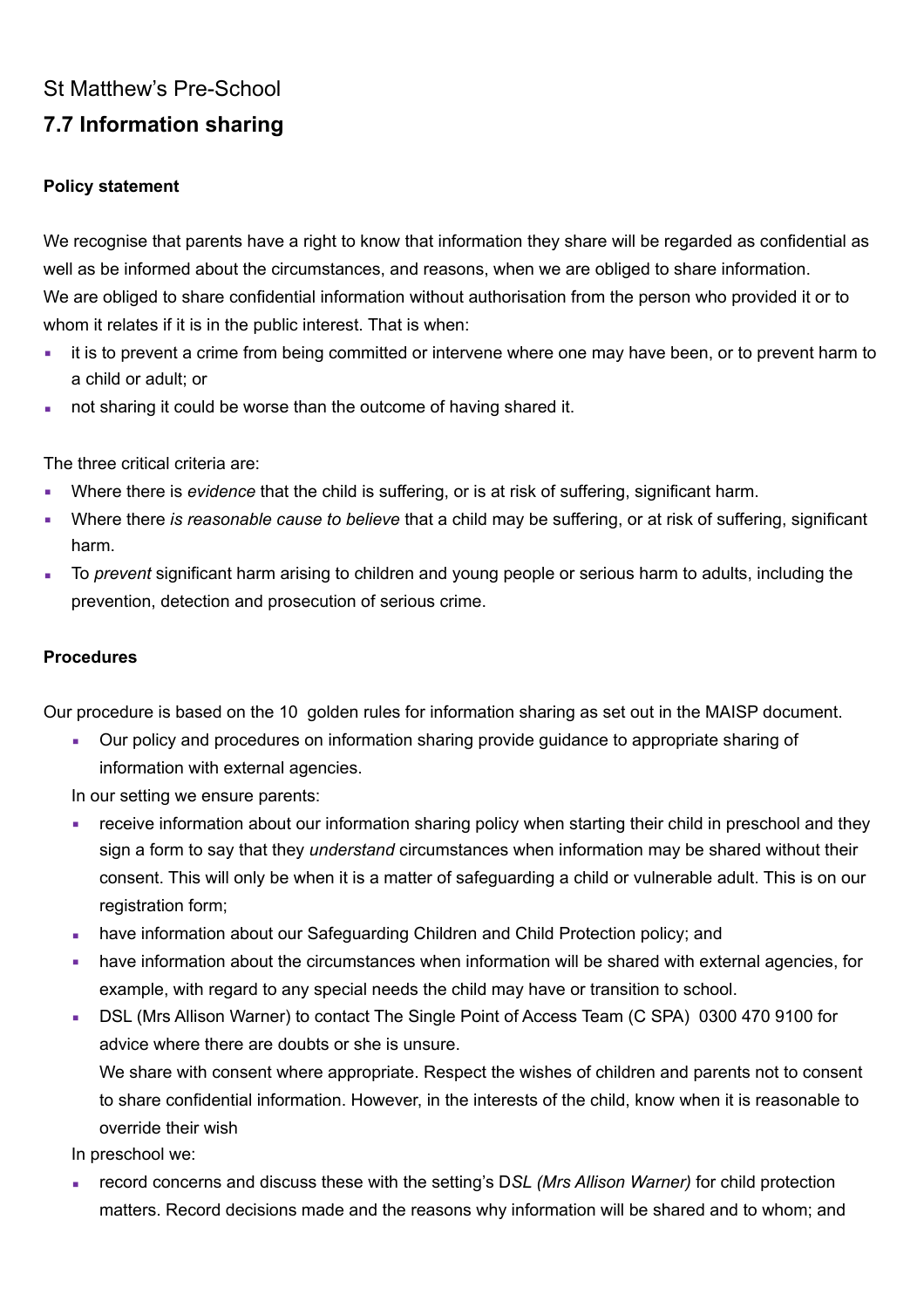St Matthew's Pre-School

## 7.7 Information sharing

**Policy statement**

We recognise that parents have a right to know that information they share will be regarded as confidential as well as be informed about the circumstances, and reasons, when we are obliged to share information.
We are obliged to share confidential information without authorisation from the person who provided it or to whom it relates if it is in the public interest. That is when:

- it is to prevent a crime from being committed or intervene where one may have been, or to prevent harm to a child or adult; or
- not sharing it could be worse than the outcome of having shared it.

The three critical criteria are:

- Where there is *evidence* that the child is suffering, or is at risk of suffering, significant harm.
- Where there *is reasonable cause to believe* that a child may be suffering, or at risk of suffering, significant harm.
- To *prevent* significant harm arising to children and young people or serious harm to adults, including the prevention, detection and prosecution of serious crime.

**Procedures**

Our procedure is based on the 10 golden rules for information sharing as set out in the MAISP document.

- Our policy and procedures on information sharing provide guidance to appropriate sharing of information with external agencies.

In our setting we ensure parents:

- receive information about our information sharing policy when starting their child in preschool and they sign a form to say that they *understand* circumstances when information may be shared without their consent. This will only be when it is a matter of safeguarding a child or vulnerable adult. This is on our registration form;
- have information about our Safeguarding Children and Child Protection policy; and
- have information about the circumstances when information will be shared with external agencies, for example, with regard to any special needs the child may have or transition to school.
- DSL (Mrs Allison Warner) to contact The Single Point of Access Team (C SPA) 0300 470 9100 for advice where there are doubts or she is unsure.
  We share with consent where appropriate. Respect the wishes of children and parents not to consent to share confidential information. However, in the interests of the child, know when it is reasonable to override their wish

In preschool we:

- record concerns and discuss these with the setting's D*SL (Mrs Allison Warner)* for child protection matters. Record decisions made and the reasons why information will be shared and to whom; and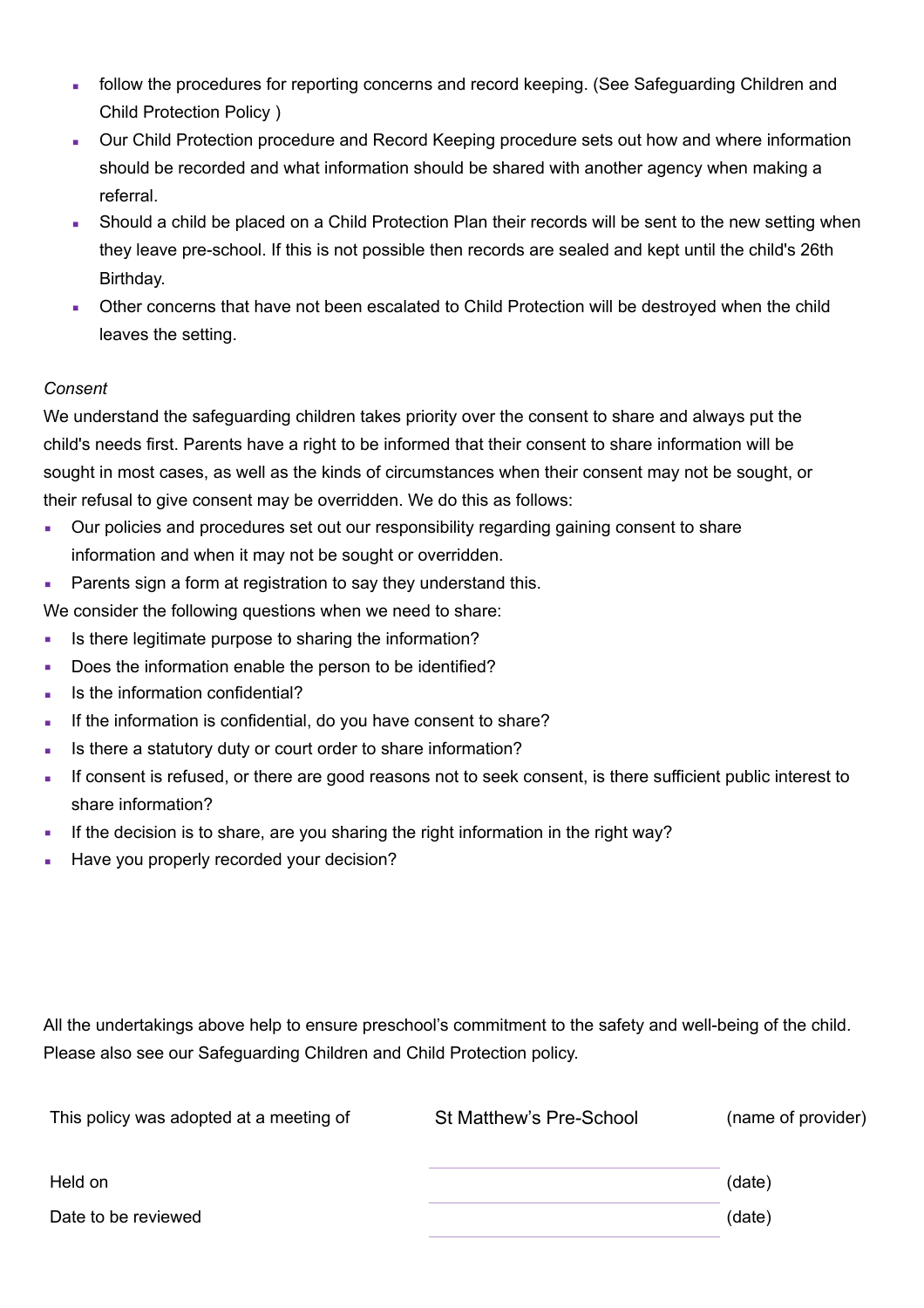- follow the procedures for reporting concerns and record keeping. (See Safeguarding Children and Child Protection Policy )
- Our Child Protection procedure and Record Keeping procedure sets out how and where information should be recorded and what information should be shared with another agency when making a referral.
- Should a child be placed on a Child Protection Plan their records will be sent to the new setting when they leave pre-school. If this is not possible then records are sealed and kept until the child's 26th Birthday.
- Other concerns that have not been escalated to Child Protection will be destroyed when the child leaves the setting.

*Consent*

We understand the safeguarding children takes priority over the consent to share and always put the child's needs first. Parents have a right to be informed that their consent to share information will be sought in most cases, as well as the kinds of circumstances when their consent may not be sought, or their refusal to give consent may be overridden. We do this as follows:

- Our policies and procedures set out our responsibility regarding gaining consent to share information and when it may not be sought or overridden.
- Parents sign a form at registration to say they understand this.

We consider the following questions when we need to share:

- Is there legitimate purpose to sharing the information?
- Does the information enable the person to be identified?
- Is the information confidential?
- If the information is confidential, do you have consent to share?
- Is there a statutory duty or court order to share information?
- If consent is refused, or there are good reasons not to seek consent, is there sufficient public interest to share information?
- If the decision is to share, are you sharing the right information in the right way?
- Have you properly recorded your decision?

All the undertakings above help to ensure preschool's commitment to the safety and well-being of the child. Please also see our Safeguarding Children and Child Protection policy.

| This policy was adopted at a meeting of | St Matthew's Pre-School | (name of provider) |
|---|---|---|
| Held on | | (date) |
| Date to be reviewed | | (date) |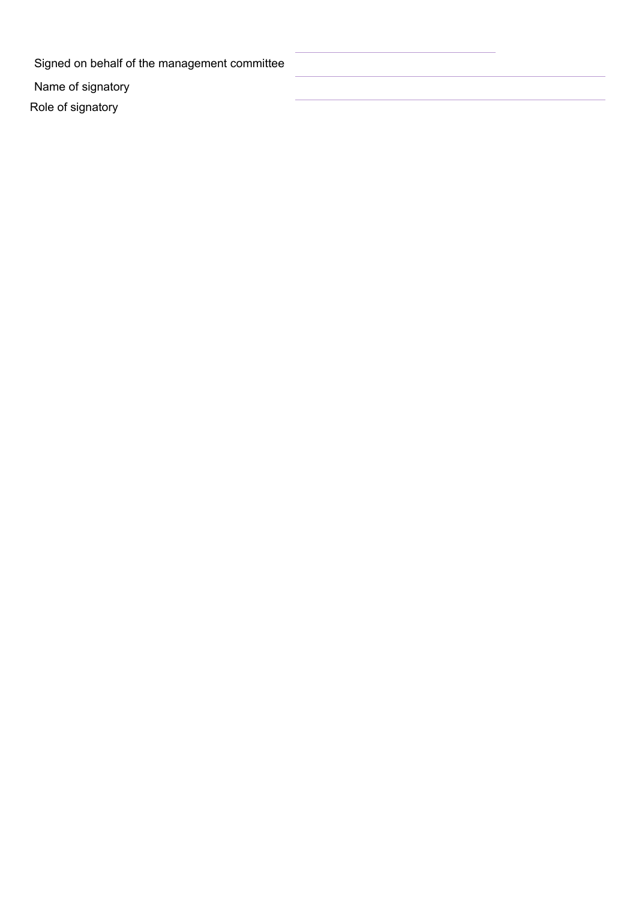Signed on behalf of the management committee

Name of signatory

Role of signatory